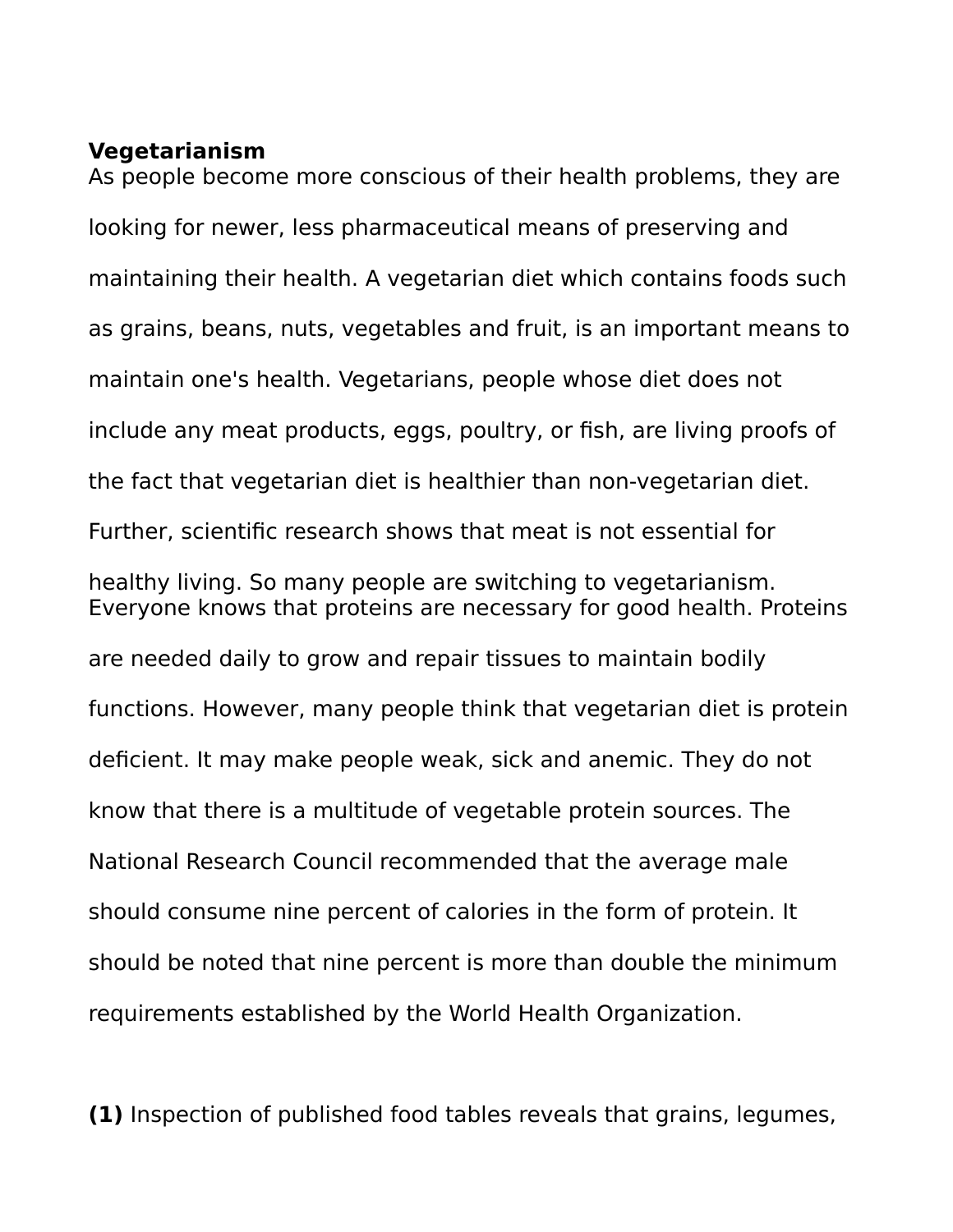**Vegetarianism**

As people become more conscious of their health problems, they are looking for newer, less pharmaceutical means of preserving and maintaining their health. A vegetarian diet which contains foods such as grains, beans, nuts, vegetables and fruit, is an important means to maintain one's health. Vegetarians, people whose diet does not include any meat products, eggs, poultry, or fish, are living proofs of the fact that vegetarian diet is healthier than non-vegetarian diet. Further, scientific research shows that meat is not essential for healthy living. So many people are switching to vegetarianism.

Everyone knows that proteins are necessary for good health. Proteins are needed daily to grow and repair tissues to maintain bodily functions. However, many people think that vegetarian diet is protein deficient. It may make people weak, sick and anemic. They do not know that there is a multitude of vegetable protein sources. The National Research Council recommended that the average male should consume nine percent of calories in the form of protein. It should be noted that nine percent is more than double the minimum requirements established by the World Health Organization.

**(1)** Inspection of published food tables reveals that grains, legumes,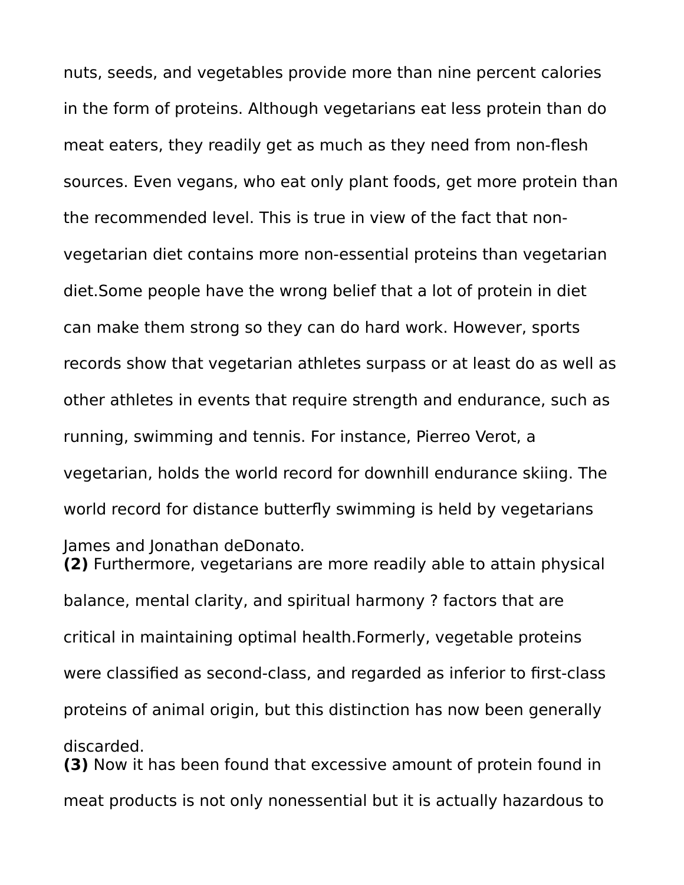nuts, seeds, and vegetables provide more than nine percent calories in the form of proteins. Although vegetarians eat less protein than do meat eaters, they readily get as much as they need from non-flesh sources. Even vegans, who eat only plant foods, get more protein than the recommended level. This is true in view of the fact that non-vegetarian diet contains more non-essential proteins than vegetarian diet.Some people have the wrong belief that a lot of protein in diet can make them strong so they can do hard work. However, sports records show that vegetarian athletes surpass or at least do as well as other athletes in events that require strength and endurance, such as running, swimming and tennis. For instance, Pierreo Verot, a vegetarian, holds the world record for downhill endurance skiing. The world record for distance butterfly swimming is held by vegetarians James and Jonathan deDonato.

**(2)** Furthermore, vegetarians are more readily able to attain physical balance, mental clarity, and spiritual harmony ? factors that are critical in maintaining optimal health.Formerly, vegetable proteins were classified as second-class, and regarded as inferior to first-class proteins of animal origin, but this distinction has now been generally discarded.

**(3)** Now it has been found that excessive amount of protein found in meat products is not only nonessential but it is actually hazardous to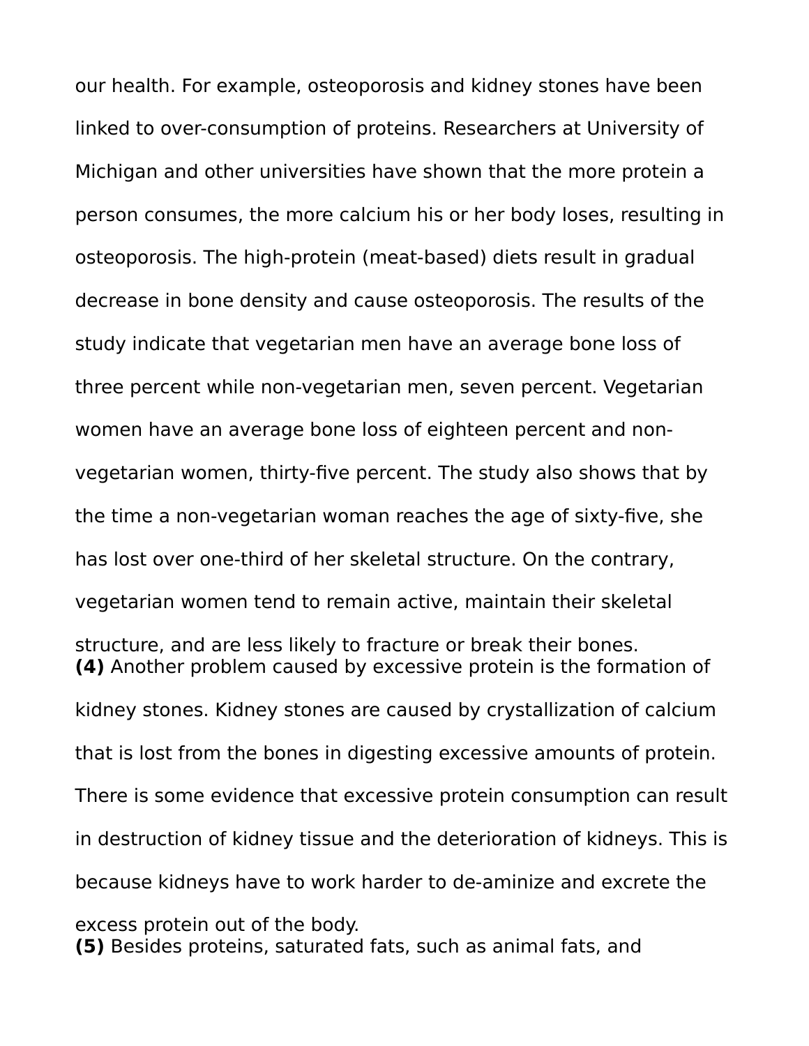our health. For example, osteoporosis and kidney stones have been linked to over-consumption of proteins. Researchers at University of Michigan and other universities have shown that the more protein a person consumes, the more calcium his or her body loses, resulting in osteoporosis. The high-protein (meat-based) diets result in gradual decrease in bone density and cause osteoporosis. The results of the study indicate that vegetarian men have an average bone loss of three percent while non-vegetarian men, seven percent. Vegetarian women have an average bone loss of eighteen percent and non-vegetarian women, thirty-five percent. The study also shows that by the time a non-vegetarian woman reaches the age of sixty-five, she has lost over one-third of her skeletal structure. On the contrary, vegetarian women tend to remain active, maintain their skeletal structure, and are less likely to fracture or break their bones.

**(4)** Another problem caused by excessive protein is the formation of kidney stones. Kidney stones are caused by crystallization of calcium that is lost from the bones in digesting excessive amounts of protein. There is some evidence that excessive protein consumption can result in destruction of kidney tissue and the deterioration of kidneys. This is because kidneys have to work harder to de-aminize and excrete the excess protein out of the body.

**(5)** Besides proteins, saturated fats, such as animal fats, and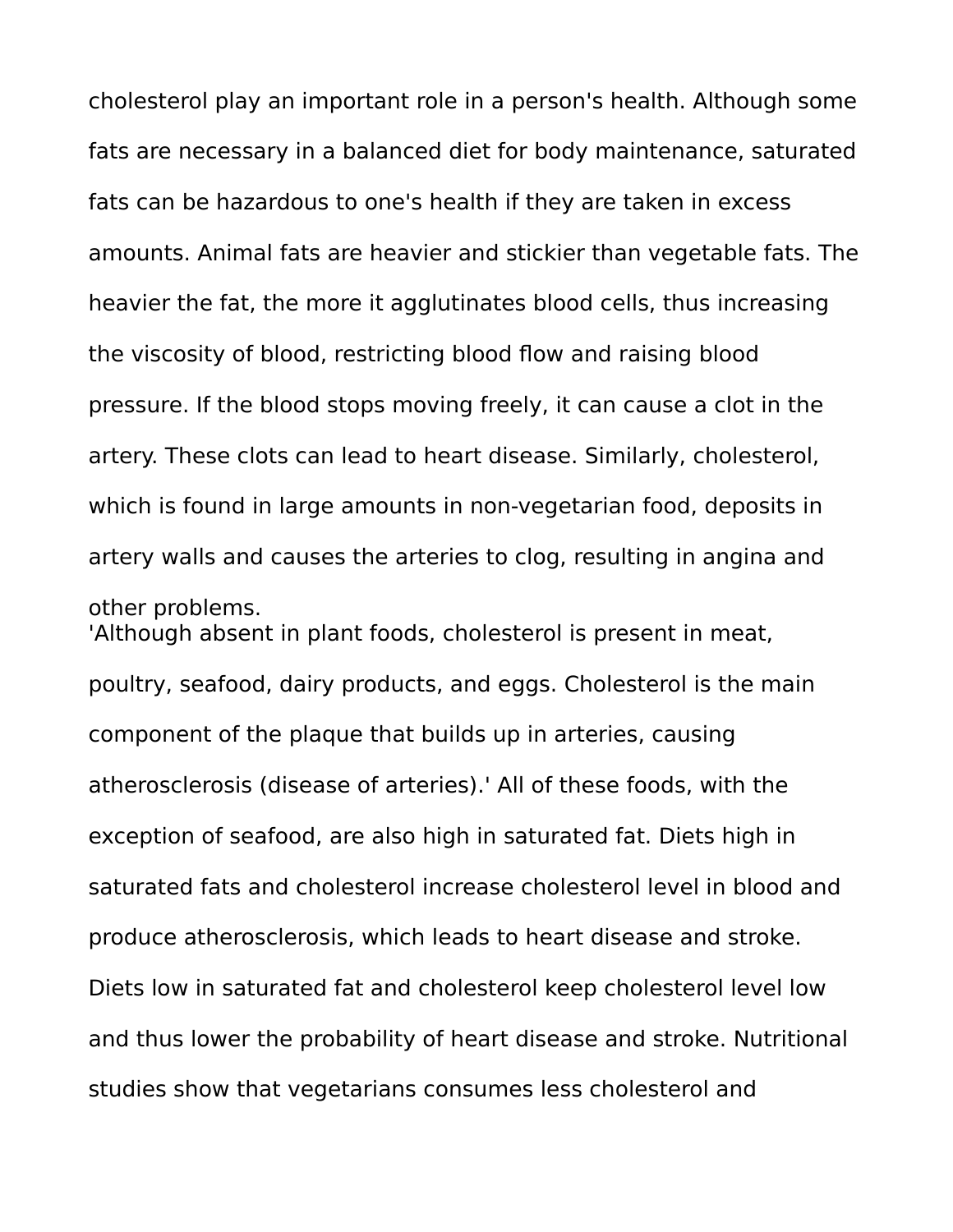cholesterol play an important role in a person's health. Although some fats are necessary in a balanced diet for body maintenance, saturated fats can be hazardous to one's health if they are taken in excess amounts. Animal fats are heavier and stickier than vegetable fats. The heavier the fat, the more it agglutinates blood cells, thus increasing the viscosity of blood, restricting blood flow and raising blood pressure. If the blood stops moving freely, it can cause a clot in the artery. These clots can lead to heart disease. Similarly, cholesterol, which is found in large amounts in non-vegetarian food, deposits in artery walls and causes the arteries to clog, resulting in angina and other problems.

'Although absent in plant foods, cholesterol is present in meat, poultry, seafood, dairy products, and eggs. Cholesterol is the main component of the plaque that builds up in arteries, causing atherosclerosis (disease of arteries).' All of these foods, with the exception of seafood, are also high in saturated fat. Diets high in saturated fats and cholesterol increase cholesterol level in blood and produce atherosclerosis, which leads to heart disease and stroke. Diets low in saturated fat and cholesterol keep cholesterol level low and thus lower the probability of heart disease and stroke. Nutritional studies show that vegetarians consumes less cholesterol and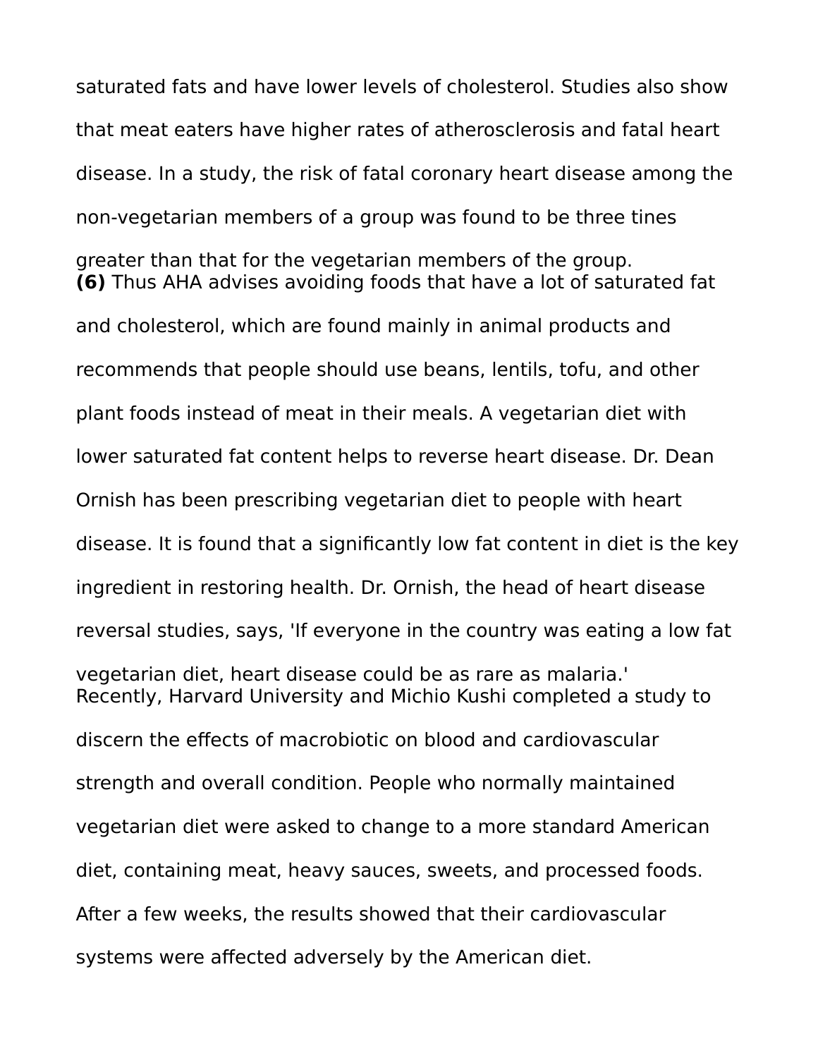saturated fats and have lower levels of cholesterol. Studies also show that meat eaters have higher rates of atherosclerosis and fatal heart disease. In a study, the risk of fatal coronary heart disease among the non-vegetarian members of a group was found to be three tines greater than that for the vegetarian members of the group.

**(6)** Thus AHA advises avoiding foods that have a lot of saturated fat and cholesterol, which are found mainly in animal products and recommends that people should use beans, lentils, tofu, and other plant foods instead of meat in their meals. A vegetarian diet with lower saturated fat content helps to reverse heart disease. Dr. Dean Ornish has been prescribing vegetarian diet to people with heart disease. It is found that a significantly low fat content in diet is the key ingredient in restoring health. Dr. Ornish, the head of heart disease reversal studies, says, 'If everyone in the country was eating a low fat vegetarian diet, heart disease could be as rare as malaria.'

Recently, Harvard University and Michio Kushi completed a study to discern the effects of macrobiotic on blood and cardiovascular strength and overall condition. People who normally maintained vegetarian diet were asked to change to a more standard American diet, containing meat, heavy sauces, sweets, and processed foods. After a few weeks, the results showed that their cardiovascular systems were affected adversely by the American diet.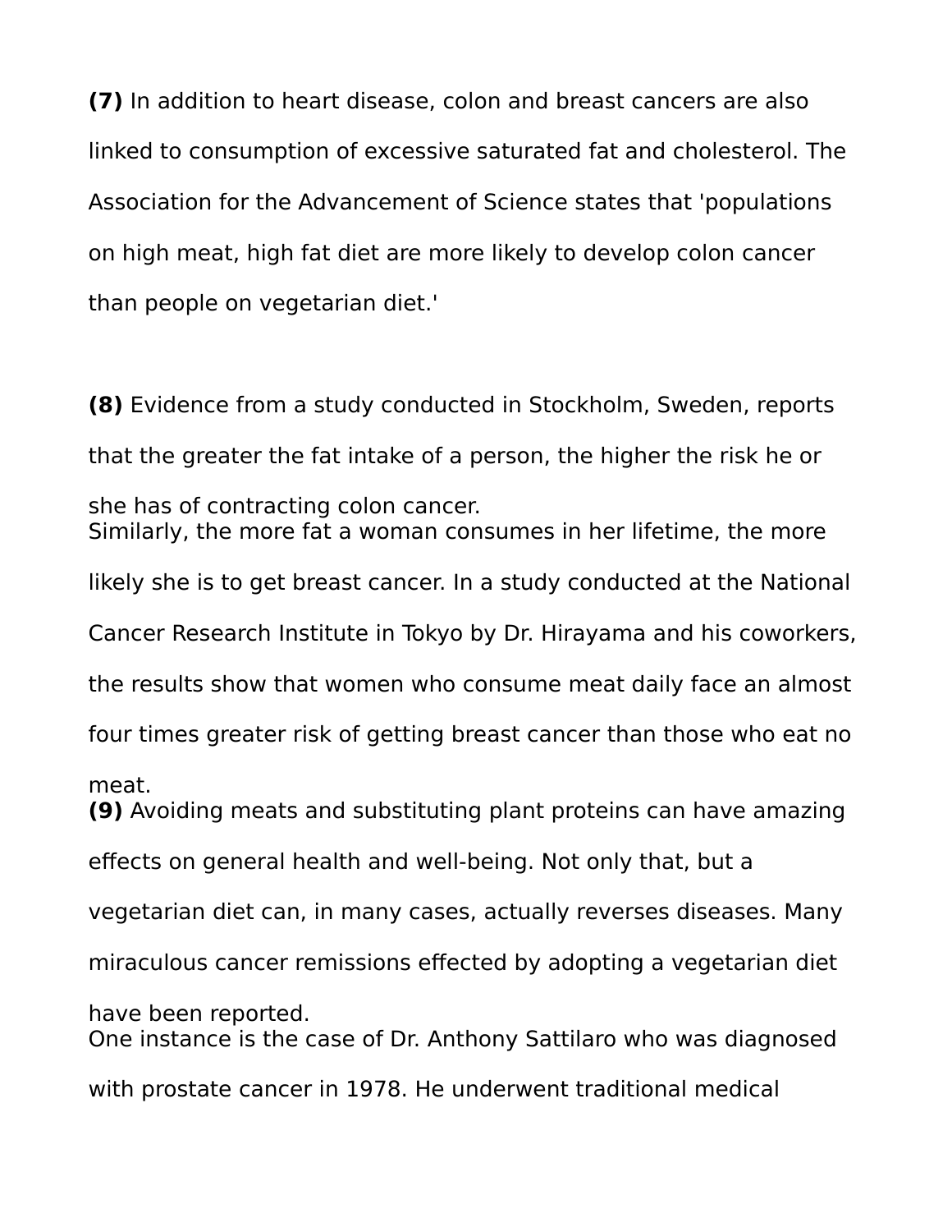**(7)** In addition to heart disease, colon and breast cancers are also linked to consumption of excessive saturated fat and cholesterol. The Association for the Advancement of Science states that 'populations on high meat, high fat diet are more likely to develop colon cancer than people on vegetarian diet.'

**(8)** Evidence from a study conducted in Stockholm, Sweden, reports that the greater the fat intake of a person, the higher the risk he or she has of contracting colon cancer.
Similarly, the more fat a woman consumes in her lifetime, the more likely she is to get breast cancer. In a study conducted at the National Cancer Research Institute in Tokyo by Dr. Hirayama and his coworkers, the results show that women who consume meat daily face an almost four times greater risk of getting breast cancer than those who eat no meat.

**(9)** Avoiding meats and substituting plant proteins can have amazing effects on general health and well-being. Not only that, but a vegetarian diet can, in many cases, actually reverses diseases. Many miraculous cancer remissions effected by adopting a vegetarian diet have been reported.
One instance is the case of Dr. Anthony Sattilaro who was diagnosed with prostate cancer in 1978. He underwent traditional medical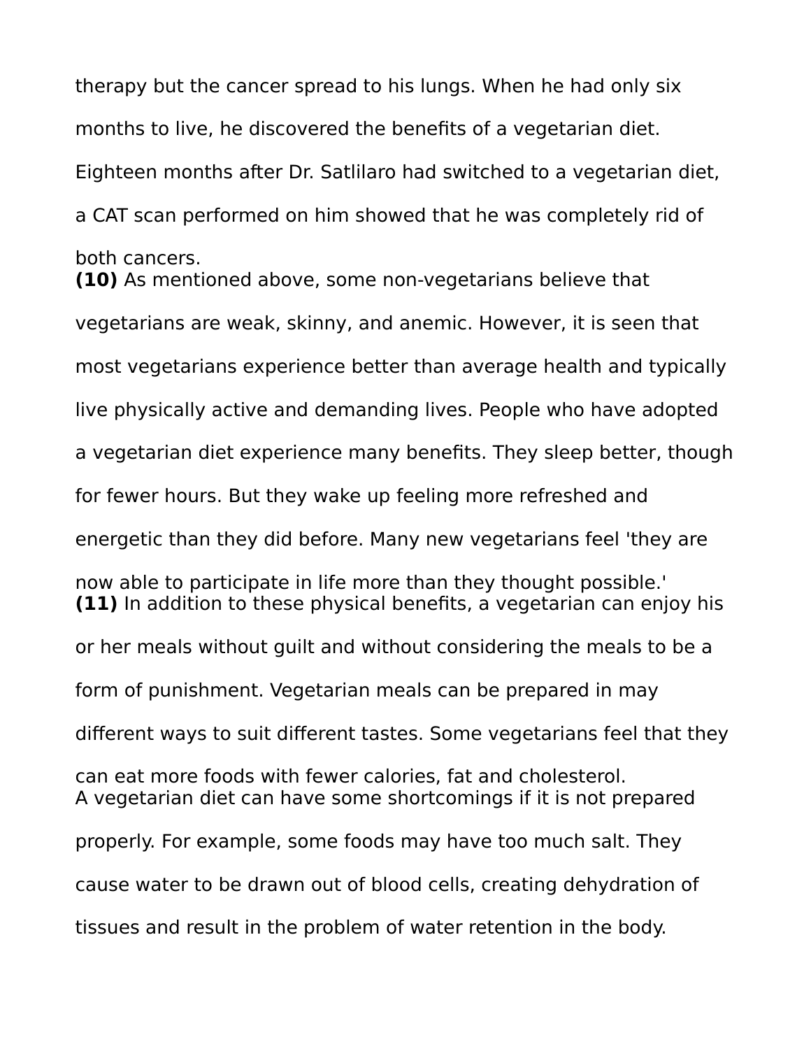therapy but the cancer spread to his lungs. When he had only six months to live, he discovered the benefits of a vegetarian diet. Eighteen months after Dr. Satlilaro had switched to a vegetarian diet, a CAT scan performed on him showed that he was completely rid of both cancers.

**(10)** As mentioned above, some non-vegetarians believe that vegetarians are weak, skinny, and anemic. However, it is seen that most vegetarians experience better than average health and typically live physically active and demanding lives. People who have adopted a vegetarian diet experience many benefits. They sleep better, though for fewer hours. But they wake up feeling more refreshed and energetic than they did before. Many new vegetarians feel 'they are now able to participate in life more than they thought possible.'

**(11)** In addition to these physical benefits, a vegetarian can enjoy his or her meals without guilt and without considering the meals to be a form of punishment. Vegetarian meals can be prepared in may different ways to suit different tastes. Some vegetarians feel that they can eat more foods with fewer calories, fat and cholesterol.

A vegetarian diet can have some shortcomings if it is not prepared properly. For example, some foods may have too much salt. They cause water to be drawn out of blood cells, creating dehydration of tissues and result in the problem of water retention in the body.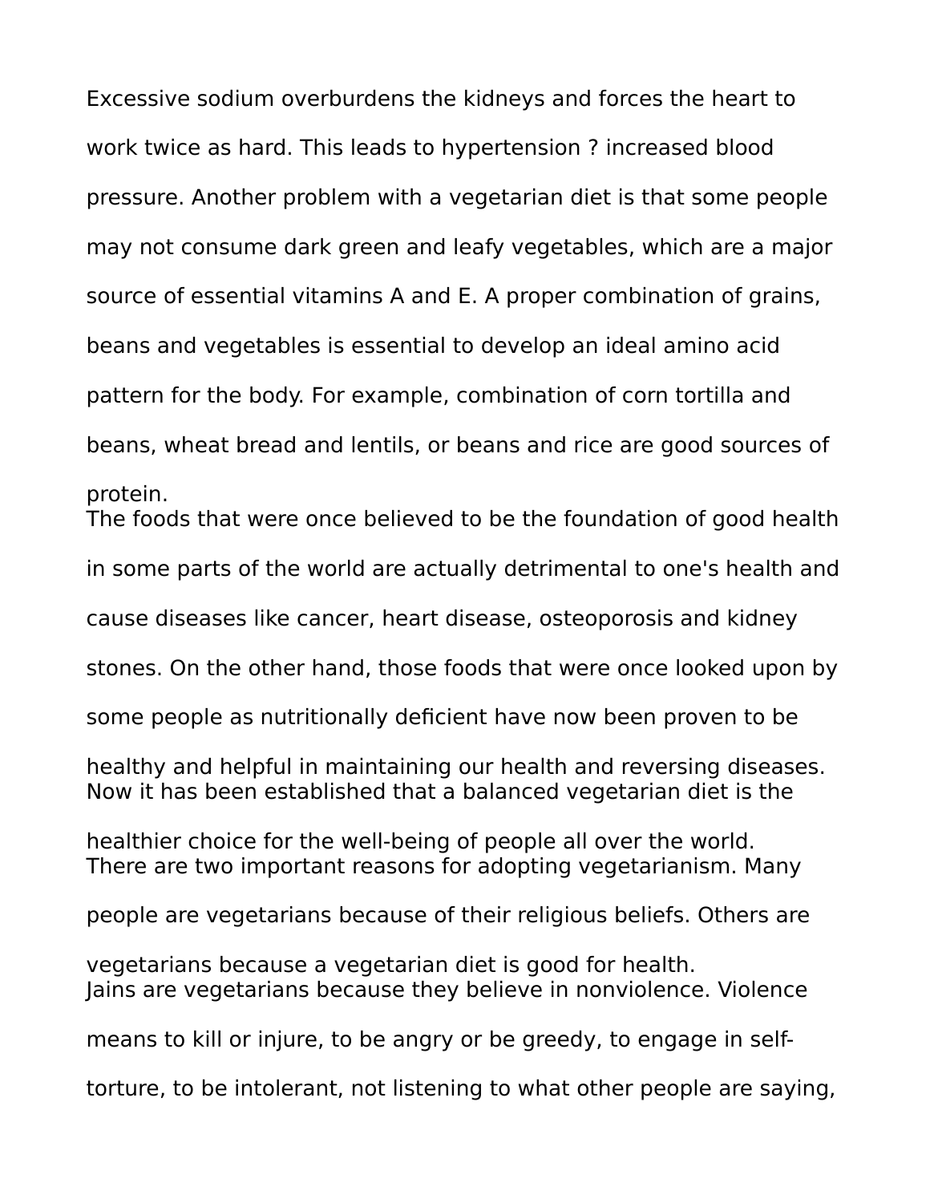Excessive sodium overburdens the kidneys and forces the heart to work twice as hard. This leads to hypertension ? increased blood pressure. Another problem with a vegetarian diet is that some people may not consume dark green and leafy vegetables, which are a major source of essential vitamins A and E. A proper combination of grains, beans and vegetables is essential to develop an ideal amino acid pattern for the body. For example, combination of corn tortilla and beans, wheat bread and lentils, or beans and rice are good sources of protein.

The foods that were once believed to be the foundation of good health in some parts of the world are actually detrimental to one's health and cause diseases like cancer, heart disease, osteoporosis and kidney stones. On the other hand, those foods that were once looked upon by some people as nutritionally deficient have now been proven to be healthy and helpful in maintaining our health and reversing diseases.

Now it has been established that a balanced vegetarian diet is the healthier choice for the well-being of people all over the world.

There are two important reasons for adopting vegetarianism. Many people are vegetarians because of their religious beliefs. Others are vegetarians because a vegetarian diet is good for health.

Jains are vegetarians because they believe in nonviolence. Violence means to kill or injure, to be angry or be greedy, to engage in self-torture, to be intolerant, not listening to what other people are saying,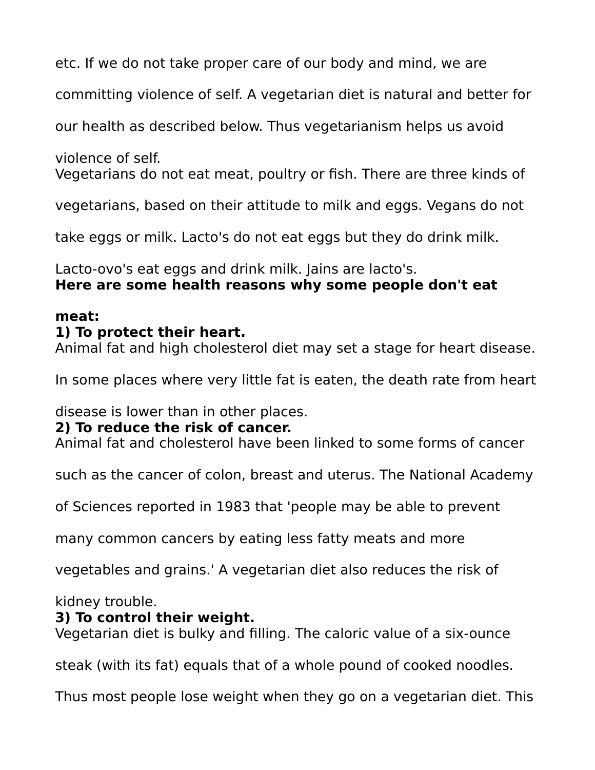etc. If we do not take proper care of our body and mind, we are committing violence of self. A vegetarian diet is natural and better for our health as described below. Thus vegetarianism helps us avoid violence of self.

Vegetarians do not eat meat, poultry or fish. There are three kinds of vegetarians, based on their attitude to milk and eggs. Vegans do not take eggs or milk. Lacto's do not eat eggs but they do drink milk. Lacto-ovo's eat eggs and drink milk. Jains are lacto's.

**Here are some health reasons why some people don't eat meat:**

**1) To protect their heart.**

Animal fat and high cholesterol diet may set a stage for heart disease. In some places where very little fat is eaten, the death rate from heart disease is lower than in other places.

**2) To reduce the risk of cancer.**

Animal fat and cholesterol have been linked to some forms of cancer such as the cancer of colon, breast and uterus. The National Academy of Sciences reported in 1983 that 'people may be able to prevent many common cancers by eating less fatty meats and more vegetables and grains.' A vegetarian diet also reduces the risk of kidney trouble.

**3) To control their weight.**

Vegetarian diet is bulky and filling. The caloric value of a six-ounce steak (with its fat) equals that of a whole pound of cooked noodles. Thus most people lose weight when they go on a vegetarian diet. This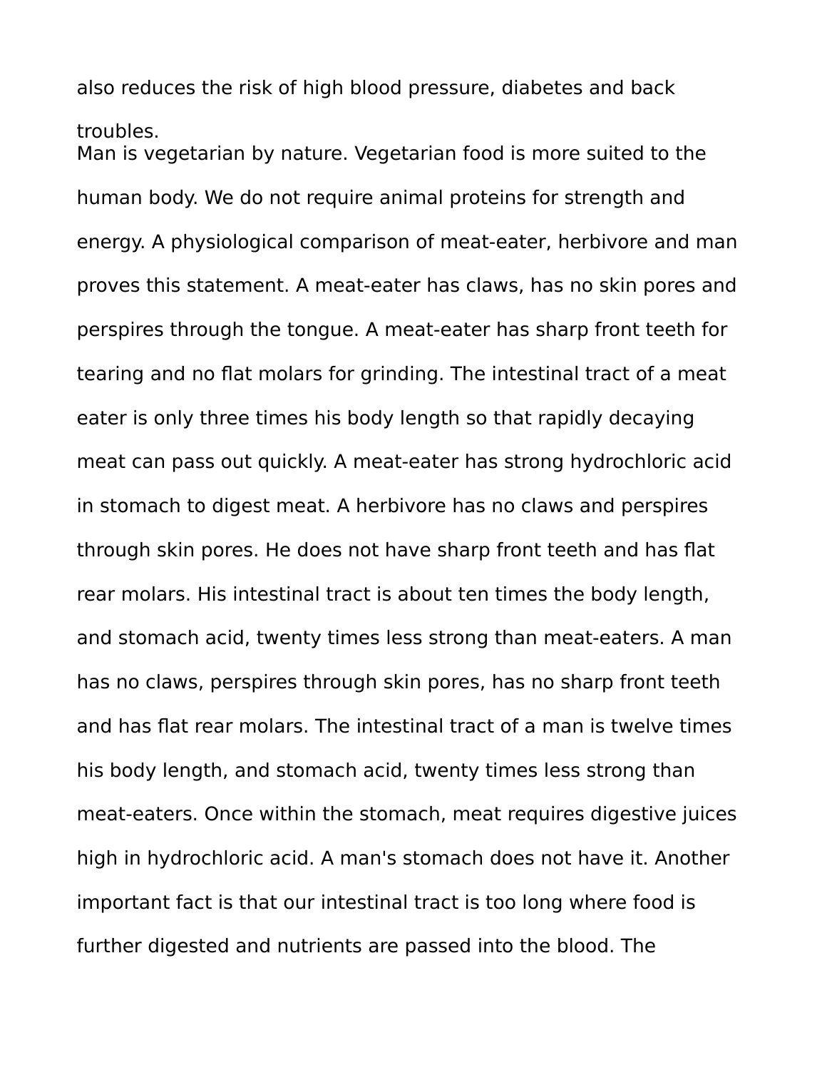also reduces the risk of high blood pressure, diabetes and back troubles.

Man is vegetarian by nature. Vegetarian food is more suited to the human body. We do not require animal proteins for strength and energy. A physiological comparison of meat-eater, herbivore and man proves this statement. A meat-eater has claws, has no skin pores and perspires through the tongue. A meat-eater has sharp front teeth for tearing and no flat molars for grinding. The intestinal tract of a meat eater is only three times his body length so that rapidly decaying meat can pass out quickly. A meat-eater has strong hydrochloric acid in stomach to digest meat. A herbivore has no claws and perspires through skin pores. He does not have sharp front teeth and has flat rear molars. His intestinal tract is about ten times the body length, and stomach acid, twenty times less strong than meat-eaters. A man has no claws, perspires through skin pores, has no sharp front teeth and has flat rear molars. The intestinal tract of a man is twelve times his body length, and stomach acid, twenty times less strong than meat-eaters. Once within the stomach, meat requires digestive juices high in hydrochloric acid. A man's stomach does not have it. Another important fact is that our intestinal tract is too long where food is further digested and nutrients are passed into the blood. The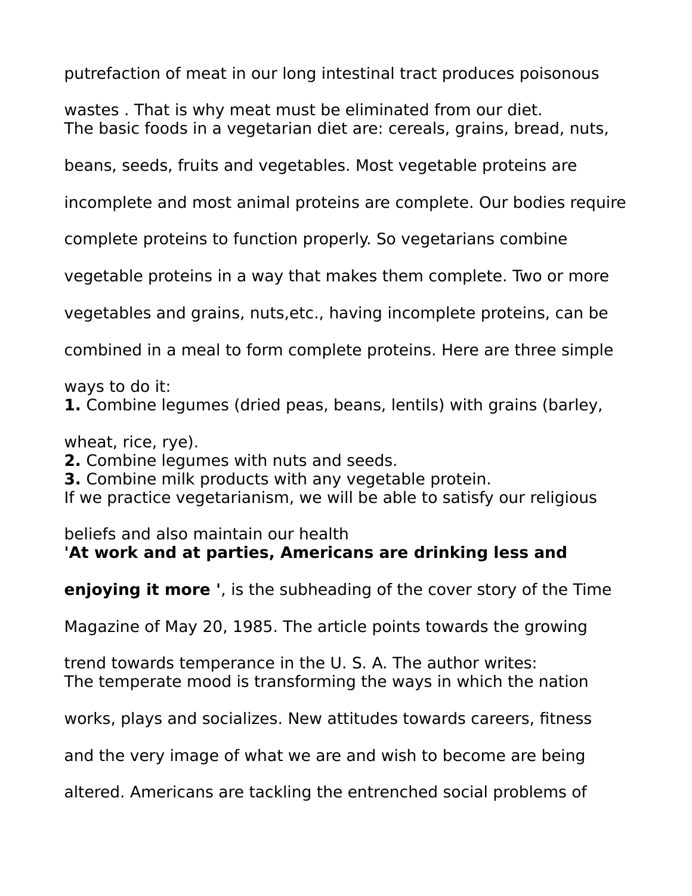putrefaction of meat in our long intestinal tract produces poisonous wastes . That is why meat must be eliminated from our diet.

The basic foods in a vegetarian diet are: cereals, grains, bread, nuts, beans, seeds, fruits and vegetables. Most vegetable proteins are incomplete and most animal proteins are complete. Our bodies require complete proteins to function properly. So vegetarians combine vegetable proteins in a way that makes them complete. Two or more vegetables and grains, nuts,etc., having incomplete proteins, can be combined in a meal to form complete proteins. Here are three simple ways to do it:

**1.** Combine legumes (dried peas, beans, lentils) with grains (barley, wheat, rice, rye).

**2.** Combine legumes with nuts and seeds.

**3.** Combine milk products with any vegetable protein.

If we practice vegetarianism, we will be able to satisfy our religious beliefs and also maintain our health

**'At work and at parties, Americans are drinking less and enjoying it more '**, is the subheading of the cover story of the Time Magazine of May 20, 1985. The article points towards the growing trend towards temperance in the U. S. A. The author writes:

The temperate mood is transforming the ways in which the nation works, plays and socializes. New attitudes towards careers, fitness and the very image of what we are and wish to become are being altered. Americans are tackling the entrenched social problems of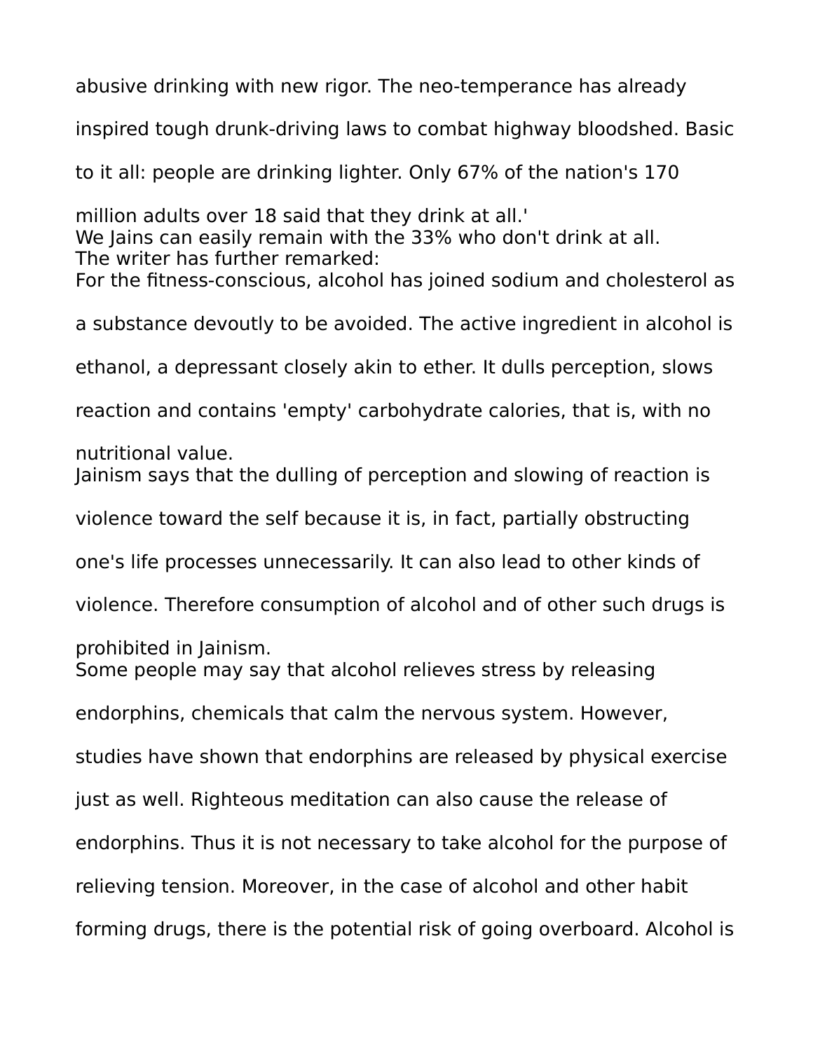abusive drinking with new rigor. The neo-temperance has already inspired tough drunk-driving laws to combat highway bloodshed. Basic to it all: people are drinking lighter. Only 67% of the nation's 170 million adults over 18 said that they drink at all.'

We Jains can easily remain with the 33% who don't drink at all.

The writer has further remarked:

For the fitness-conscious, alcohol has joined sodium and cholesterol as a substance devoutly to be avoided. The active ingredient in alcohol is ethanol, a depressant closely akin to ether. It dulls perception, slows reaction and contains 'empty' carbohydrate calories, that is, with no nutritional value.

Jainism says that the dulling of perception and slowing of reaction is violence toward the self because it is, in fact, partially obstructing one's life processes unnecessarily. It can also lead to other kinds of violence. Therefore consumption of alcohol and of other such drugs is prohibited in Jainism.

Some people may say that alcohol relieves stress by releasing endorphins, chemicals that calm the nervous system. However, studies have shown that endorphins are released by physical exercise just as well. Righteous meditation can also cause the release of endorphins. Thus it is not necessary to take alcohol for the purpose of relieving tension. Moreover, in the case of alcohol and other habit forming drugs, there is the potential risk of going overboard. Alcohol is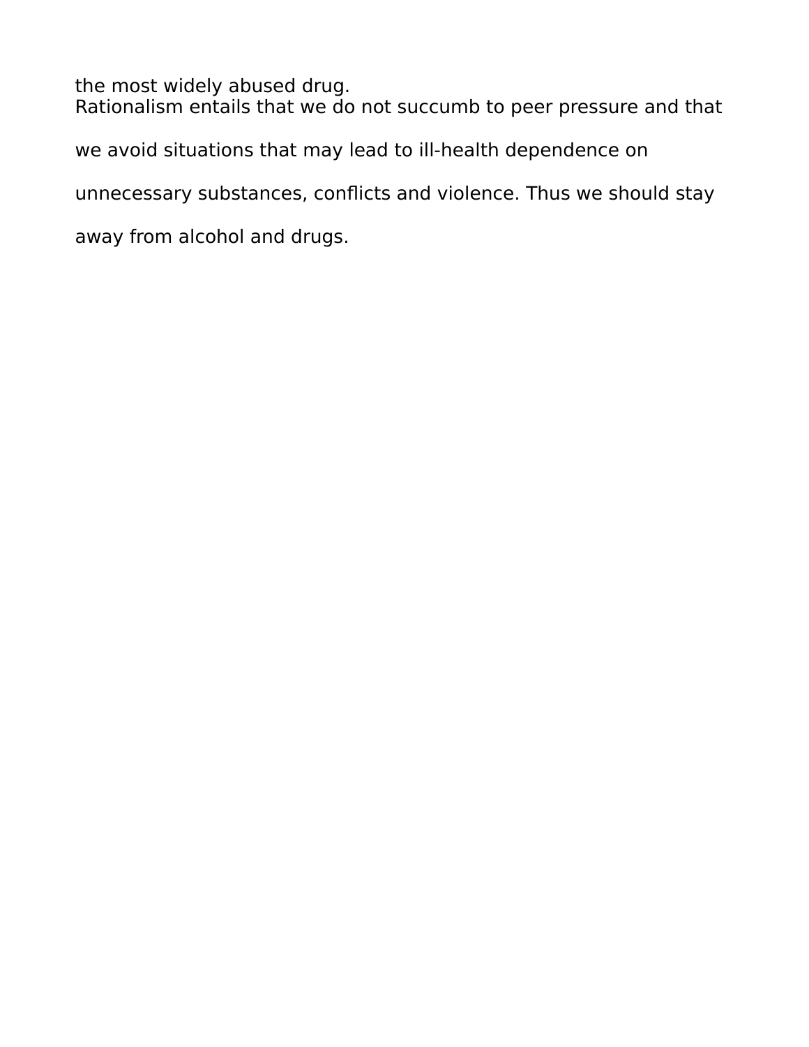the most widely abused drug.

Rationalism entails that we do not succumb to peer pressure and that we avoid situations that may lead to ill-health dependence on unnecessary substances, conflicts and violence. Thus we should stay away from alcohol and drugs.